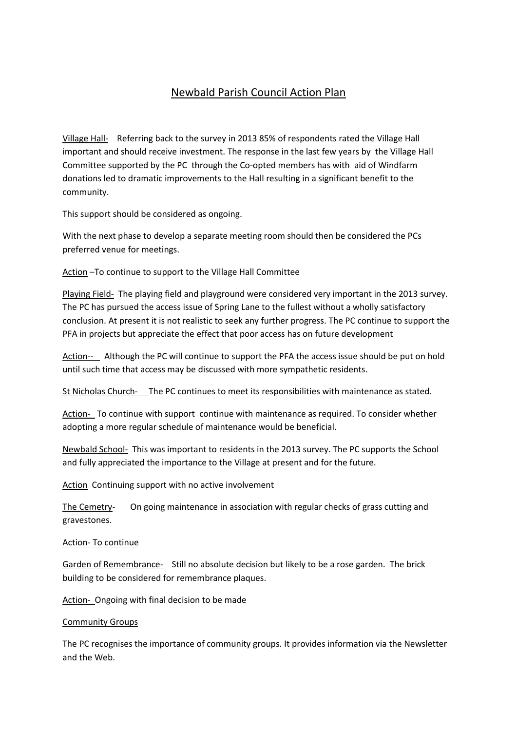# Newbald Parish Council Action Plan

Village Hall- Referring back to the survey in 2013 85% of respondents rated the Village Hall important and should receive investment. The response in the last few years by the Village Hall Committee supported by the PC through the Co-opted members has with aid of Windfarm donations led to dramatic improvements to the Hall resulting in a significant benefit to the community.

This support should be considered as ongoing.

With the next phase to develop a separate meeting room should then be considered the PCs preferred venue for meetings.

Action –To continue to support to the Village Hall Committee

Playing Field- The playing field and playground were considered very important in the 2013 survey. The PC has pursued the access issue of Spring Lane to the fullest without a wholly satisfactory conclusion. At present it is not realistic to seek any further progress. The PC continue to support the PFA in projects but appreciate the effect that poor access has on future development

Action-- Although the PC will continue to support the PFA the access issue should be put on hold until such time that access may be discussed with more sympathetic residents.

St Nicholas Church- The PC continues to meet its responsibilities with maintenance as stated.

Action- To continue with support continue with maintenance as required. To consider whether adopting a more regular schedule of maintenance would be beneficial.

Newbald School- This was important to residents in the 2013 survey. The PC supports the School and fully appreciated the importance to the Village at present and for the future.

Action Continuing support with no active involvement

The Cemetry- On going maintenance in association with regular checks of grass cutting and gravestones.

Action- To continue

Garden of Remembrance- Still no absolute decision but likely to be a rose garden. The brick building to be considered for remembrance plaques.

Action- Ongoing with final decision to be made

Community Groups

The PC recognises the importance of community groups. It provides information via the Newsletter and the Web.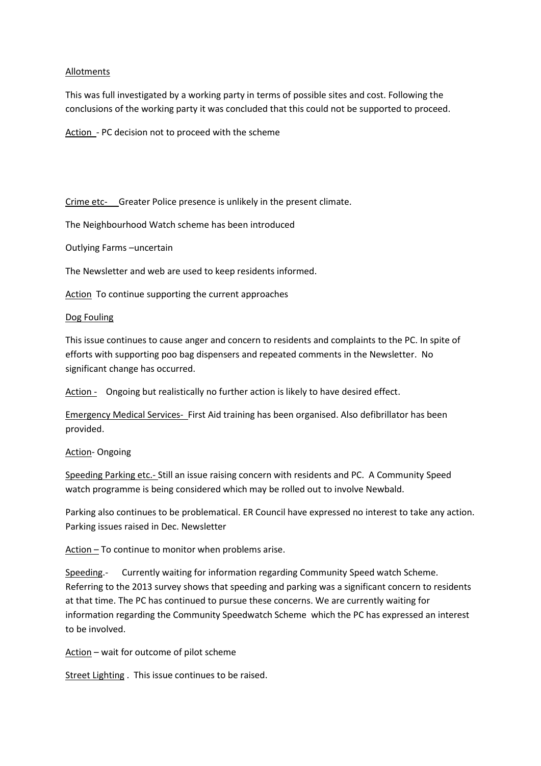Allotments

This was full investigated by a working party in terms of possible sites and cost. Following the conclusions of the working party it was concluded that this could not be supported to proceed.

Action - PC decision not to proceed with the scheme

Crime etc- Greater Police presence is unlikely in the present climate.

The Neighbourhood Watch scheme has been introduced

Outlying Farms –uncertain

The Newsletter and web are used to keep residents informed.

Action To continue supporting the current approaches

Dog Fouling

This issue continues to cause anger and concern to residents and complaints to the PC. In spite of efforts with supporting poo bag dispensers and repeated comments in the Newsletter. No significant change has occurred.

Action - Ongoing but realistically no further action is likely to have desired effect.

Emergency Medical Services- First Aid training has been organised. Also defibrillator has been provided.

Action- Ongoing

Speeding Parking etc.- Still an issue raising concern with residents and PC. A Community Speed watch programme is being considered which may be rolled out to involve Newbald.

Parking also continues to be problematical. ER Council have expressed no interest to take any action. Parking issues raised in Dec. Newsletter

Action – To continue to monitor when problems arise.

Speeding.- Currently waiting for information regarding Community Speed watch Scheme. Referring to the 2013 survey shows that speeding and parking was a significant concern to residents at that time. The PC has continued to pursue these concerns. We are currently waiting for information regarding the Community Speedwatch Scheme which the PC has expressed an interest to be involved.

Action – wait for outcome of pilot scheme

Street Lighting . This issue continues to be raised.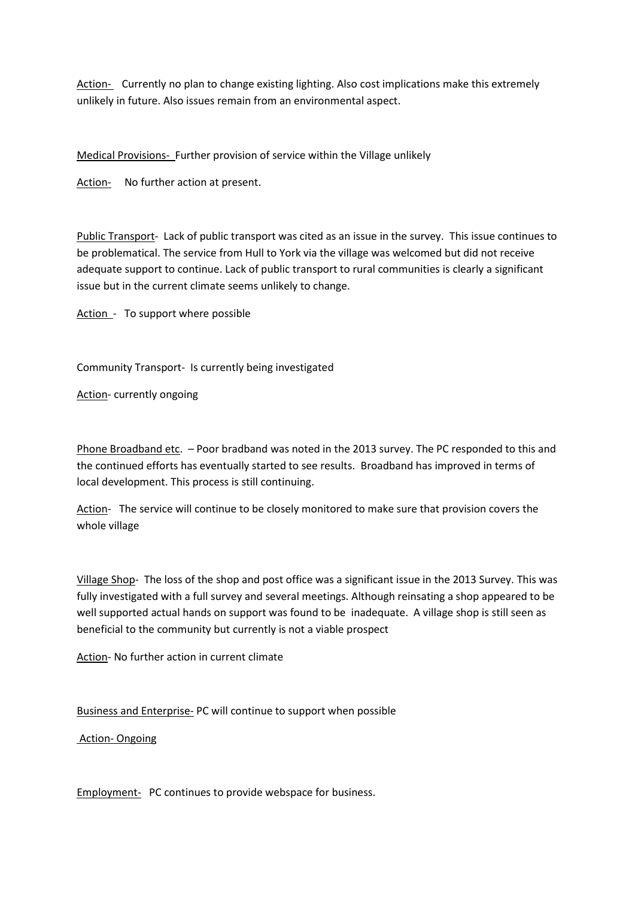Action- Currently no plan to change existing lighting. Also cost implications make this extremely unlikely in future. Also issues remain from an environmental aspect.

Medical Provisions- Further provision of service within the Village unlikely

Action- No further action at present.

Public Transport- Lack of public transport was cited as an issue in the survey. This issue continues to be problematical. The service from Hull to York via the village was welcomed but did not receive adequate support to continue. Lack of public transport to rural communities is clearly a significant issue but in the current climate seems unlikely to change.

Action - To support where possible

Community Transport- Is currently being investigated

Action- currently ongoing

Phone Broadband etc. – Poor bradband was noted in the 2013 survey. The PC responded to this and the continued efforts has eventually started to see results. Broadband has improved in terms of local development. This process is still continuing.

Action- The service will continue to be closely monitored to make sure that provision covers the whole village

Village Shop- The loss of the shop and post office was a significant issue in the 2013 Survey. This was fully investigated with a full survey and several meetings. Although reinsating a shop appeared to be well supported actual hands on support was found to be inadequate. A village shop is still seen as beneficial to the community but currently is not a viable prospect

Action- No further action in current climate

Business and Enterprise- PC will continue to support when possible

Action- Ongoing

Employment- PC continues to provide webspace for business.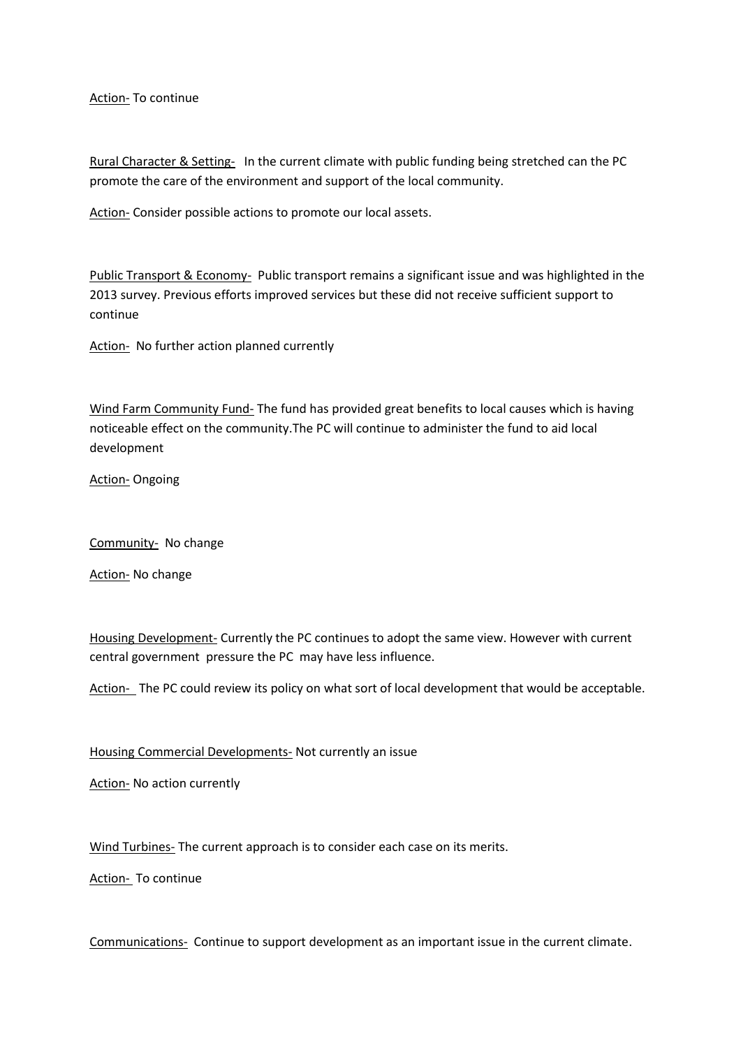Action- To continue

Rural Character & Setting- In the current climate with public funding being stretched can the PC promote the care of the environment and support of the local community.

Action- Consider possible actions to promote our local assets.

Public Transport & Economy- Public transport remains a significant issue and was highlighted in the 2013 survey. Previous efforts improved services but these did not receive sufficient support to continue

Action- No further action planned currently

Wind Farm Community Fund- The fund has provided great benefits to local causes which is having noticeable effect on the community.The PC will continue to administer the fund to aid local development

Action- Ongoing

Community- No change

Action- No change

Housing Development- Currently the PC continues to adopt the same view. However with current central government pressure the PC may have less influence.

Action- The PC could review its policy on what sort of local development that would be acceptable.

Housing Commercial Developments- Not currently an issue

Action- No action currently

Wind Turbines- The current approach is to consider each case on its merits.

Action- To continue

Communications- Continue to support development as an important issue in the current climate.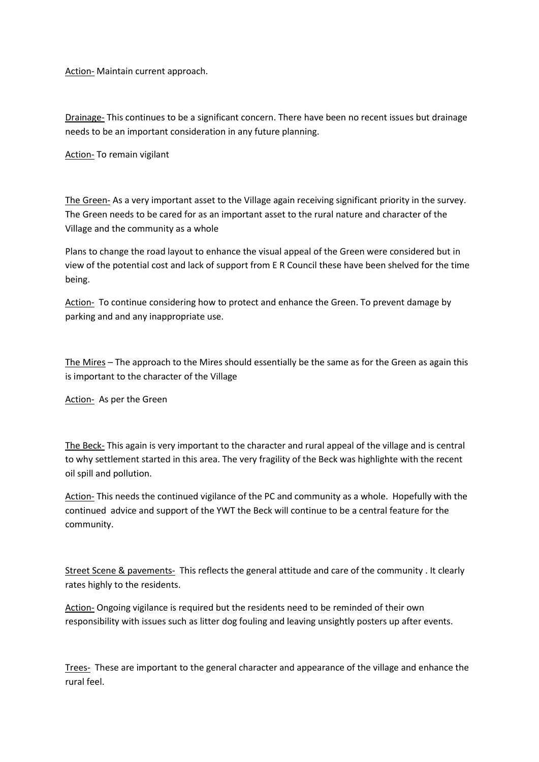Action- Maintain current approach.

Drainage- This continues to be a significant concern. There have been no recent issues but drainage needs to be an important consideration in any future planning.

Action- To remain vigilant

The Green- As a very important asset to the Village again receiving significant priority in the survey. The Green needs to be cared for as an important asset to the rural nature and character of the Village and the community as a whole

Plans to change the road layout to enhance the visual appeal of the Green were considered but in view of the potential cost and lack of support from E R Council these have been shelved for the time being.

Action- To continue considering how to protect and enhance the Green. To prevent damage by parking and and any inappropriate use.

The Mires – The approach to the Mires should essentially be the same as for the Green as again this is important to the character of the Village

Action- As per the Green

The Beck- This again is very important to the character and rural appeal of the village and is central to why settlement started in this area. The very fragility of the Beck was highlighte with the recent oil spill and pollution.

Action- This needs the continued vigilance of the PC and community as a whole. Hopefully with the continued advice and support of the YWT the Beck will continue to be a central feature for the community.

Street Scene & pavements- This reflects the general attitude and care of the community . It clearly rates highly to the residents.

Action- Ongoing vigilance is required but the residents need to be reminded of their own responsibility with issues such as litter dog fouling and leaving unsightly posters up after events.

Trees- These are important to the general character and appearance of the village and enhance the rural feel.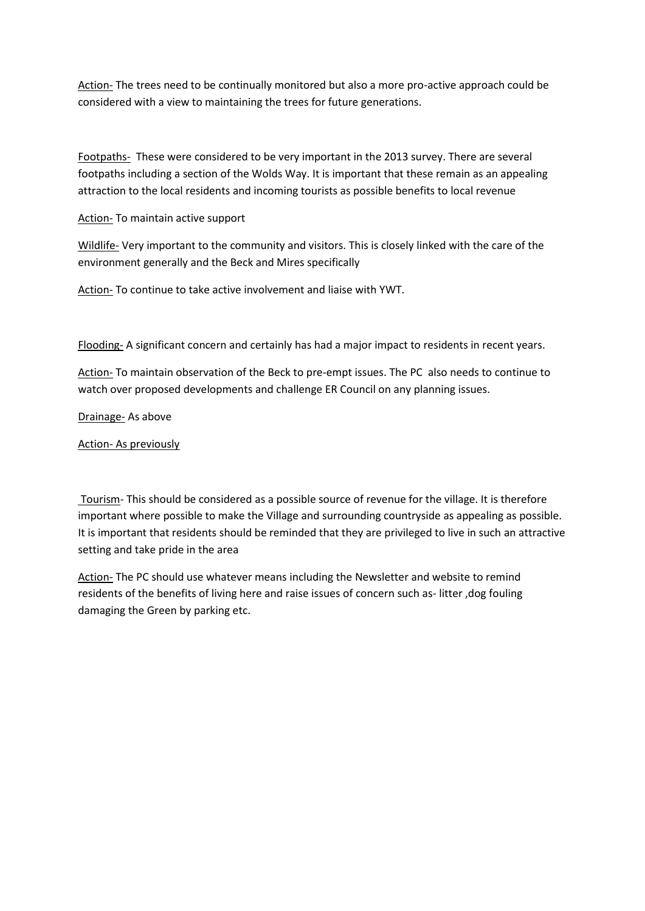Action- The trees need to be continually monitored but also a more pro-active approach could be considered with a view to maintaining the trees for future generations.

Footpaths- These were considered to be very important in the 2013 survey. There are several footpaths including a section of the Wolds Way. It is important that these remain as an appealing attraction to the local residents and incoming tourists as possible benefits to local revenue

Action- To maintain active support

Wildlife- Very important to the community and visitors. This is closely linked with the care of the environment generally and the Beck and Mires specifically

Action- To continue to take active involvement and liaise with YWT.

Flooding- A significant concern and certainly has had a major impact to residents in recent years.

Action- To maintain observation of the Beck to pre-empt issues. The PC also needs to continue to watch over proposed developments and challenge ER Council on any planning issues.

Drainage- As above

Action- As previously

Tourism- This should be considered as a possible source of revenue for the village. It is therefore important where possible to make the Village and surrounding countryside as appealing as possible. It is important that residents should be reminded that they are privileged to live in such an attractive setting and take pride in the area

Action- The PC should use whatever means including the Newsletter and website to remind residents of the benefits of living here and raise issues of concern such as- litter ,dog fouling damaging the Green by parking etc.